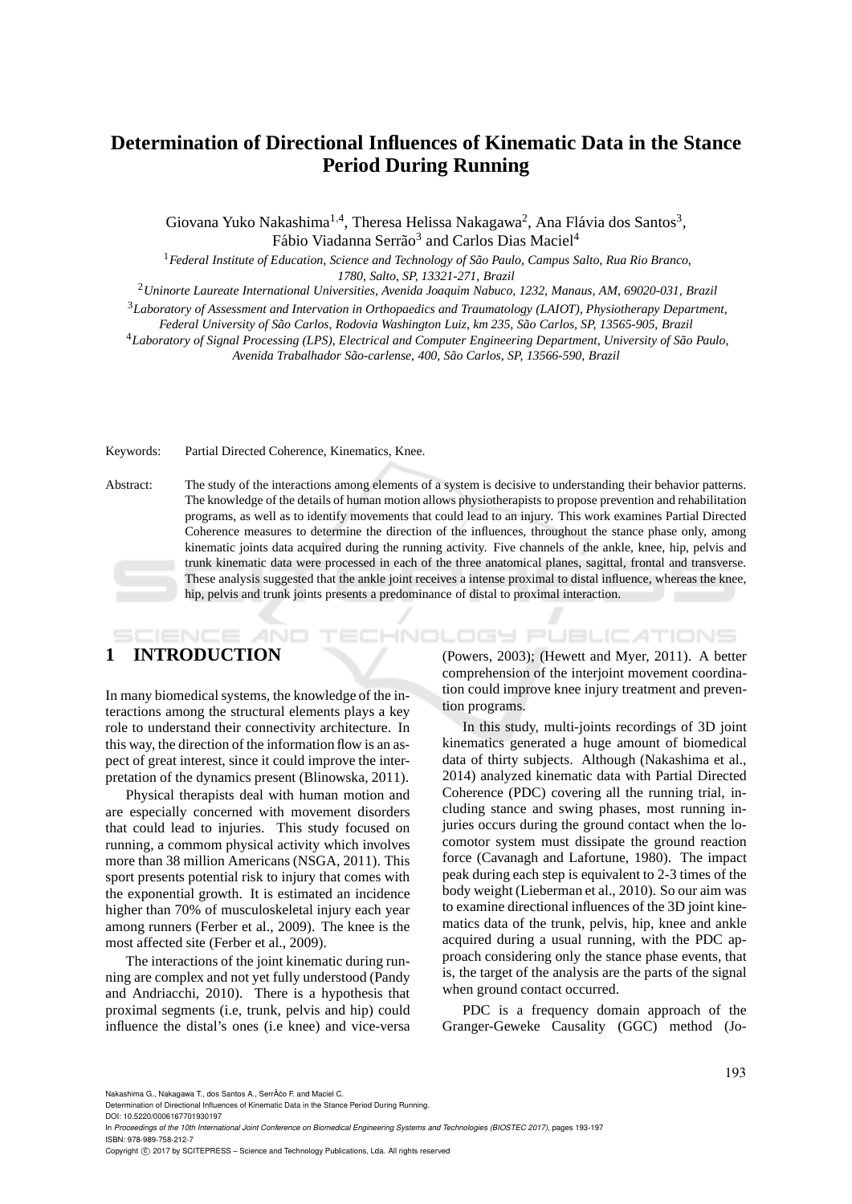# Determination of Directional Influences of Kinematic Data in the Stance Period During Running

Giovana Yuko Nakashima[1,4], Theresa Helissa Nakagawa[2], Ana Flávia dos Santos[3], Fábio Viadanna Serrão[3] and Carlos Dias Maciel[4]

[1] *Federal Institute of Education, Science and Technology of São Paulo, Campus Salto, Rua Rio Branco, 1780, Salto, SP, 13321-271, Brazil*

[2] *Uninorte Laureate International Universities, Avenida Joaquim Nabuco, 1232, Manaus, AM, 69020-031, Brazil*

[3] *Laboratory of Assessment and Intervation in Orthopaedics and Traumatology (LAIOT), Physiotherapy Department, Federal University of São Carlos, Rodovia Washington Luiz, km 235, São Carlos, SP, 13565-905, Brazil*

[4] *Laboratory of Signal Processing (LPS), Electrical and Computer Engineering Department, University of São Paulo, Avenida Trabalhador São-carlense, 400, São Carlos, SP, 13566-590, Brazil*

Keywords: Partial Directed Coherence, Kinematics, Knee.

Abstract: The study of the interactions among elements of a system is decisive to understanding their behavior patterns. The knowledge of the details of human motion allows physiotherapists to propose prevention and rehabilitation programs, as well as to identify movements that could lead to an injury. This work examines Partial Directed Coherence measures to determine the direction of the influences, throughout the stance phase only, among kinematic joints data acquired during the running activity. Five channels of the ankle, knee, hip, pelvis and trunk kinematic data were processed in each of the three anatomical planes, sagittal, frontal and transverse. These analysis suggested that the ankle joint receives a intense proximal to distal influence, whereas the knee, hip, pelvis and trunk joints presents a predominance of distal to proximal interaction.

## 1 INTRODUCTION

In many biomedical systems, the knowledge of the interactions among the structural elements plays a key role to understand their connectivity architecture. In this way, the direction of the information flow is an aspect of great interest, since it could improve the interpretation of the dynamics present (Blinowska, 2011).

Physical therapists deal with human motion and are especially concerned with movement disorders that could lead to injuries. This study focused on running, a commom physical activity which involves more than 38 million Americans (NSGA, 2011). This sport presents potential risk to injury that comes with the exponential growth. It is estimated an incidence higher than 70% of musculoskeletal injury each year among runners (Ferber et al., 2009). The knee is the most affected site (Ferber et al., 2009).

The interactions of the joint kinematic during running are complex and not yet fully understood (Pandy and Andriacchi, 2010). There is a hypothesis that proximal segments (i.e, trunk, pelvis and hip) could influence the distal's ones (i.e knee) and vice-versa (Powers, 2003); (Hewett and Myer, 2011). A better comprehension of the interjoint movement coordination could improve knee injury treatment and prevention programs.

In this study, multi-joints recordings of 3D joint kinematics generated a huge amount of biomedical data of thirty subjects. Although (Nakashima et al., 2014) analyzed kinematic data with Partial Directed Coherence (PDC) covering all the running trial, including stance and swing phases, most running injuries occurs during the ground contact when the locomotor system must dissipate the ground reaction force (Cavanagh and Lafortune, 1980). The impact peak during each step is equivalent to 2-3 times of the body weight (Lieberman et al., 2010). So our aim was to examine directional influences of the 3D joint kinematics data of the trunk, pelvis, hip, knee and ankle acquired during a usual running, with the PDC approach considering only the stance phase events, that is, the target of the analysis are the parts of the signal when ground contact occurred.

PDC is a frequency domain approach of the Granger-Geweke Causality (GGC) method (Jo-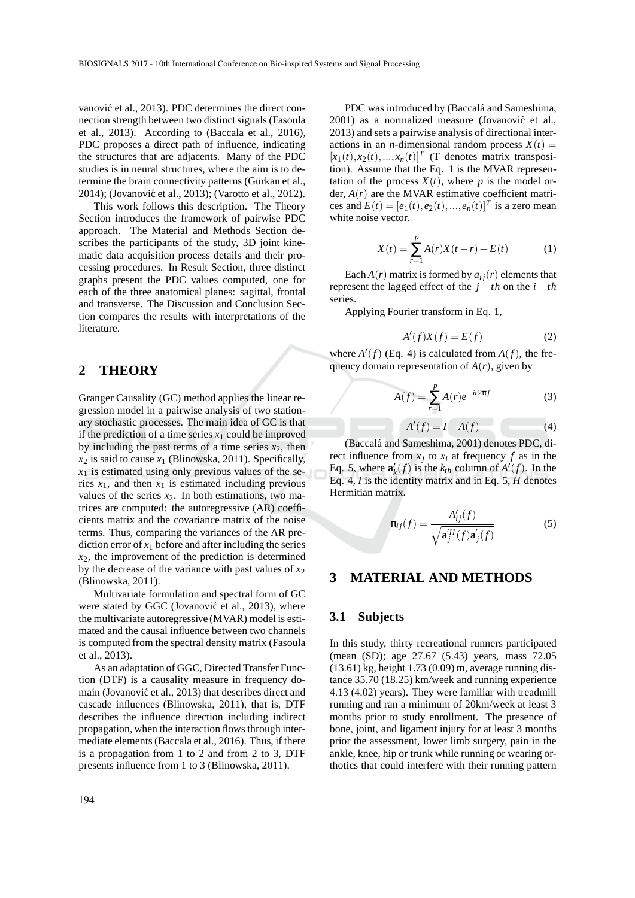vanović et al., 2013). PDC determines the direct connection strength between two distinct signals (Fasoula et al., 2013). According to (Baccala et al., 2016), PDC proposes a direct path of influence, indicating the structures that are adjacents. Many of the PDC studies is in neural structures, where the aim is to determine the brain connectivity patterns (Gürkan et al., 2014); (Jovanović et al., 2013); (Varotto et al., 2012).

This work follows this description. The Theory Section introduces the framework of pairwise PDC approach. The Material and Methods Section describes the participants of the study, 3D joint kinematic data acquisition process details and their processing procedures. In Result Section, three distinct graphs present the PDC values computed, one for each of the three anatomical planes: sagittal, frontal and transverse. The Discussion and Conclusion Section compares the results with interpretations of the literature.

## 2 THEORY

Granger Causality (GC) method applies the linear regression model in a pairwise analysis of two stationary stochastic processes. The main idea of GC is that if the prediction of a time series $x_1$ could be improved by including the past terms of a time series $x_2$, then $x_2$ is said to cause $x_1$ (Blinowska, 2011). Specifically, $x_1$ is estimated using only previous values of the series $x_1$, and then $x_1$ is estimated including previous values of the series $x_2$. In both estimations, two matrices are computed: the autoregressive (AR) coefficients matrix and the covariance matrix of the noise terms. Thus, comparing the variances of the AR prediction error of $x_1$ before and after including the series $x_2$, the improvement of the prediction is determined by the decrease of the variance with past values of $x_2$ (Blinowska, 2011).

Multivariate formulation and spectral form of GC were stated by GGC (Jovanović et al., 2013), where the multivariate autoregressive (MVAR) model is estimated and the causal influence between two channels is computed from the spectral density matrix (Fasoula et al., 2013).

As an adaptation of GGC, Directed Transfer Function (DTF) is a causality measure in frequency domain (Jovanović et al., 2013) that describes direct and cascade influences (Blinowska, 2011), that is, DTF describes the influence direction including indirect propagation, when the interaction flows through intermediate elements (Baccala et al., 2016). Thus, if there is a propagation from 1 to 2 and from 2 to 3, DTF presents influence from 1 to 3 (Blinowska, 2011).

PDC was introduced by (Baccalá and Sameshima, 2001) as a normalized measure (Jovanović et al., 2013) and sets a pairwise analysis of directional interactions in an $n$-dimensional random process $X(t) = [x_1(t), x_2(t), ..., x_n(t)]^T$ (T denotes matrix transposition). Assume that the Eq. 1 is the MVAR representation of the process $X(t)$, where $p$ is the model order, $A(r)$ are the MVAR estimative coefficient matrices and $E(t) = [e_1(t), e_2(t), ..., e_n(t)]^T$ is a zero mean white noise vector.

$$X(t) = \sum_{r=1}^{p} A(r)X(t-r) + E(t) \tag{1}$$

Each $A(r)$ matrix is formed by $a_{ij}(r)$ elements that represent the lagged effect of the $j-th$ on the $i-th$ series.

Applying Fourier transform in Eq. 1,

$$A'(f)X(f) = E(f) \tag{2}$$

where $A'(f)$ (Eq. 4) is calculated from $A(f)$, the frequency domain representation of $A(r)$, given by

$$A(f) = \sum_{r=1}^{p} A(r)e^{-ir2\pi f} \tag{3}$$

$$A'(f) = I - A(f) \tag{4}$$

(Baccalá and Sameshima, 2001) denotes PDC, direct influence from $x_j$ to $x_i$ at frequency $f$ as in the Eq. 5, where $\mathbf{a}'_k(f)$ is the $k_{th}$ column of $A'(f)$. In the Eq. 4, $I$ is the identity matrix and in Eq. 5, $H$ denotes Hermitian matrix.

$$\pi_{ij}(f) = \frac{A'_{ij}(f)}{\sqrt{\mathbf{a}'^{H}_{j}(f)\mathbf{a}'_{j}(f)}} \tag{5}$$

## 3 MATERIAL AND METHODS

### 3.1 Subjects

In this study, thirty recreational runners participated (mean (SD); age 27.67 (5.43) years, mass 72.05 (13.61) kg, height 1.73 (0.09) m, average running distance 35.70 (18.25) km/week and running experience 4.13 (4.02) years). They were familiar with treadmill running and ran a minimum of 20km/week at least 3 months prior to study enrollment. The presence of bone, joint, and ligament injury for at least 3 months prior the assessment, lower limb surgery, pain in the ankle, knee, hip or trunk while running or wearing orthotics that could interfere with their running pattern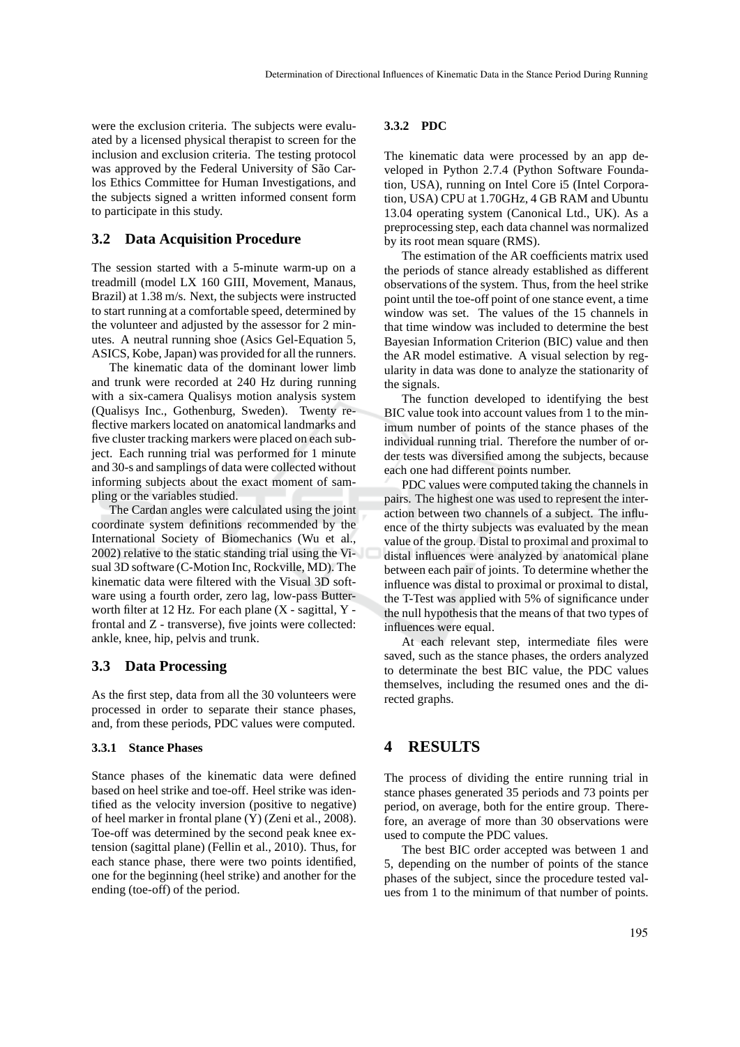were the exclusion criteria. The subjects were evaluated by a licensed physical therapist to screen for the inclusion and exclusion criteria. The testing protocol was approved by the Federal University of São Carlos Ethics Committee for Human Investigations, and the subjects signed a written informed consent form to participate in this study.

## 3.2 Data Acquisition Procedure

The session started with a 5-minute warm-up on a treadmill (model LX 160 GIII, Movement, Manaus, Brazil) at 1.38 m/s. Next, the subjects were instructed to start running at a comfortable speed, determined by the volunteer and adjusted by the assessor for 2 minutes. A neutral running shoe (Asics Gel-Equation 5, ASICS, Kobe, Japan) was provided for all the runners.

The kinematic data of the dominant lower limb and trunk were recorded at 240 Hz during running with a six-camera Qualisys motion analysis system (Qualisys Inc., Gothenburg, Sweden). Twenty reflective markers located on anatomical landmarks and five cluster tracking markers were placed on each subject. Each running trial was performed for 1 minute and 30-s and samplings of data were collected without informing subjects about the exact moment of sampling or the variables studied.

The Cardan angles were calculated using the joint coordinate system definitions recommended by the International Society of Biomechanics (Wu et al., 2002) relative to the static standing trial using the Visual 3D software (C-Motion Inc, Rockville, MD). The kinematic data were filtered with the Visual 3D software using a fourth order, zero lag, low-pass Butterworth filter at 12 Hz. For each plane (X - sagittal, Y - frontal and Z - transverse), five joints were collected: ankle, knee, hip, pelvis and trunk.

## 3.3 Data Processing

As the first step, data from all the 30 volunteers were processed in order to separate their stance phases, and, from these periods, PDC values were computed.

### 3.3.1 Stance Phases

Stance phases of the kinematic data were defined based on heel strike and toe-off. Heel strike was identified as the velocity inversion (positive to negative) of heel marker in frontal plane (Y) (Zeni et al., 2008). Toe-off was determined by the second peak knee extension (sagittal plane) (Fellin et al., 2010). Thus, for each stance phase, there were two points identified, one for the beginning (heel strike) and another for the ending (toe-off) of the period.

### 3.3.2 PDC

The kinematic data were processed by an app developed in Python 2.7.4 (Python Software Foundation, USA), running on Intel Core i5 (Intel Corporation, USA) CPU at 1.70GHz, 4 GB RAM and Ubuntu 13.04 operating system (Canonical Ltd., UK). As a preprocessing step, each data channel was normalized by its root mean square (RMS).

The estimation of the AR coefficients matrix used the periods of stance already established as different observations of the system. Thus, from the heel strike point until the toe-off point of one stance event, a time window was set. The values of the 15 channels in that time window was included to determine the best Bayesian Information Criterion (BIC) value and then the AR model estimative. A visual selection by regularity in data was done to analyze the stationarity of the signals.

The function developed to identifying the best BIC value took into account values from 1 to the minimum number of points of the stance phases of the individual running trial. Therefore the number of order tests was diversified among the subjects, because each one had different points number.

PDC values were computed taking the channels in pairs. The highest one was used to represent the interaction between two channels of a subject. The influence of the thirty subjects was evaluated by the mean value of the group. Distal to proximal and proximal to distal influences were analyzed by anatomical plane between each pair of joints. To determine whether the influence was distal to proximal or proximal to distal, the T-Test was applied with 5% of significance under the null hypothesis that the means of that two types of influences were equal.

At each relevant step, intermediate files were saved, such as the stance phases, the orders analyzed to determinate the best BIC value, the PDC values themselves, including the resumed ones and the directed graphs.

# 4 RESULTS

The process of dividing the entire running trial in stance phases generated 35 periods and 73 points per period, on average, both for the entire group. Therefore, an average of more than 30 observations were used to compute the PDC values.

The best BIC order accepted was between 1 and 5, depending on the number of points of the stance phases of the subject, since the procedure tested values from 1 to the minimum of that number of points.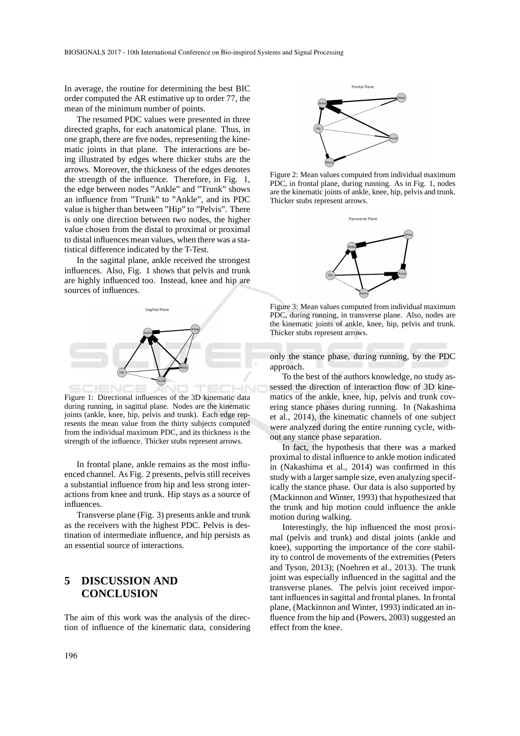In average, the routine for determining the best BIC order computed the AR estimative up to order 77, the mean of the minimum number of points.

The resumed PDC values were presented in three directed graphs, for each anatomical plane. Thus, in one graph, there are five nodes, representing the kinematic joints in that plane. The interactions are being illustrated by edges where thicker stubs are the arrows. Moreover, the thickness of the edges denotes the strength of the influence. Therefore, in Fig. 1, the edge between nodes "Ankle" and "Trunk" shows an influence from "Trunk" to "Ankle", and its PDC value is higher than between "Hip" to "Pelvis". There is only one direction between two nodes, the higher value chosen from the distal to proximal or proximal to distal influences mean values, when there was a statistical difference indicated by the T-Test.

In the sagittal plane, ankle received the strongest influences. Also, Fig. 1 shows that pelvis and trunk are highly influenced too. Instead, knee and hip are sources of influences.

Figure 1: Directional influences of the 3D kinematic data during running, in sagittal plane. Nodes are the kinematic joints (ankle, knee, hip, pelvis and trunk). Each edge represents the mean value from the thirty subjects computed from the individual maximum PDC, and its thickness is the strength of the influence. Thicker stubs represent arrows.

In frontal plane, ankle remains as the most influenced channel. As Fig. 2 presents, pelvis still receives a substantial influence from hip and less strong interactions from knee and trunk. Hip stays as a source of influences.

Transverse plane (Fig. 3) presents ankle and trunk as the receivers with the highest PDC. Pelvis is destination of intermediate influence, and hip persists as an essential source of interactions.

Figure 2: Mean values computed from individual maximum PDC, in frontal plane, during running. As in Fig. 1, nodes are the kinematic joints of ankle, knee, hip, pelvis and trunk. Thicker stubs represent arrows.

Figure 3: Mean values computed from individual maximum PDC, during running, in transverse plane. Also, nodes are the kinematic joints of ankle, knee, hip, pelvis and trunk. Thicker stubs represent arrows.

## 5 DISCUSSION AND CONCLUSION

The aim of this work was the analysis of the direction of influence of the kinematic data, considering only the stance phase, during running, by the PDC approach.

To the best of the authors knowledge, no study assessed the direction of interaction flow of 3D kinematics of the ankle, knee, hip, pelvis and trunk covering stance phases during running. In (Nakashima et al., 2014), the kinematic channels of one subject were analyzed during the entire running cycle, without any stance phase separation.

In fact, the hypothesis that there was a marked proximal to distal influence to ankle motion indicated in (Nakashima et al., 2014) was confirmed in this study with a larger sample size, even analyzing specifically the stance phase. Our data is also supported by (Mackinnon and Winter, 1993) that hypothesized that the trunk and hip motion could influence the ankle motion during walking.

Interestingly, the hip influenced the most proximal (pelvis and trunk) and distal joints (ankle and knee), supporting the importance of the core stability to control de movements of the extremities (Peters and Tyson, 2013); (Noehren et al., 2013). The trunk joint was especially influenced in the sagittal and the transverse planes. The pelvis joint received important influences in sagittal and frontal planes. In frontal plane, (Mackinnon and Winter, 1993) indicated an influence from the hip and (Powers, 2003) suggested an effect from the knee.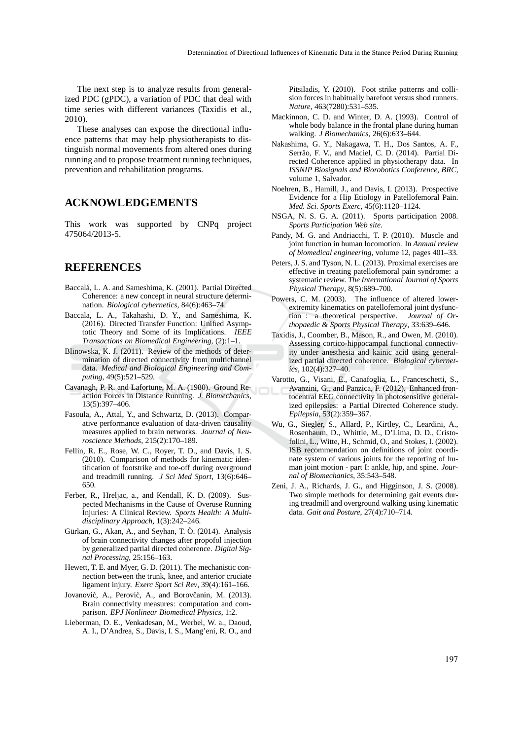The next step is to analyze results from generalized PDC (gPDC), a variation of PDC that deal with time series with different variances (Taxidis et al., 2010).

These analyses can expose the directional influence patterns that may help physiotherapists to distinguish normal movements from altered ones during running and to propose treatment running techniques, prevention and rehabilitation programs.

## ACKNOWLEDGEMENTS

This work was supported by CNPq project 475064/2013-5.

## REFERENCES

Baccalá, L. A. and Sameshima, K. (2001). Partial Directed Coherence: a new concept in neural structure determination. *Biological cybernetics*, 84(6):463–74.

Baccala, L. A., Takahashi, D. Y., and Sameshima, K. (2016). Directed Transfer Function: Unified Asymptotic Theory and Some of its Implications. *IEEE Transactions on Biomedical Engineering*, (2):1–1.

Blinowska, K. J. (2011). Review of the methods of determination of directed connectivity from multichannel data. *Medical and Biological Engineering and Computing*, 49(5):521–529.

Cavanagh, P. R. and Lafortune, M. A. (1980). Ground Reaction Forces in Distance Running. *J. Biomechanics*, 13(5):397–406.

Fasoula, A., Attal, Y., and Schwartz, D. (2013). Comparative performance evaluation of data-driven causality measures applied to brain networks. *Journal of Neuroscience Methods*, 215(2):170–189.

Fellin, R. E., Rose, W. C., Royer, T. D., and Davis, I. S. (2010). Comparison of methods for kinematic identification of footstrike and toe-off during overground and treadmill running. *J Sci Med Sport*, 13(6):646–650.

Ferber, R., Hreljac, a., and Kendall, K. D. (2009). Suspected Mechanisms in the Cause of Overuse Running Injuries: A Clinical Review. *Sports Health: A Multidisciplinary Approach*, 1(3):242–246.

Gürkan, G., Akan, A., and Seyhan, T. Ö. (2014). Analysis of brain connectivity changes after propofol injection by generalized partial directed coherence. *Digital Signal Processing*, 25:156–163.

Hewett, T. E. and Myer, G. D. (2011). The mechanistic connection between the trunk, knee, and anterior cruciate ligament injury. *Exerc Sport Sci Rev*, 39(4):161–166.

Jovanović, A., Perović, A., and Borovčanin, M. (2013). Brain connectivity measures: computation and comparison. *EPJ Nonlinear Biomedical Physics*, 1:2.

Lieberman, D. E., Venkadesan, M., Werbel, W. a., Daoud, A. I., D'Andrea, S., Davis, I. S., Mang'eni, R. O., and Pitsiladis, Y. (2010). Foot strike patterns and collision forces in habitually barefoot versus shod runners. *Nature*, 463(7280):531–535.

Mackinnon, C. D. and Winter, D. A. (1993). Control of whole body balance in the frontal plane during human walking. *J Biomechanics*, 26(6):633–644.

Nakashima, G. Y., Nagakawa, T. H., Dos Santos, A. F., Serrão, F. V., and Maciel, C. D. (2014). Partial Directed Coherence applied in physiotherapy data. In *ISSNIP Biosignals and Biorobotics Conference, BRC*, volume 1, Salvador.

Noehren, B., Hamill, J., and Davis, I. (2013). Prospective Evidence for a Hip Etiology in Patellofemoral Pain. *Med. Sci. Sports Exerc*, 45(6):1120–1124.

NSGA, N. S. G. A. (2011). Sports participation 2008. *Sports Participation Web site*.

Pandy, M. G. and Andriacchi, T. P. (2010). Muscle and joint function in human locomotion. In *Annual review of biomedical engineering*, volume 12, pages 401–33.

Peters, J. S. and Tyson, N. L. (2013). Proximal exercises are effective in treating patellofemoral pain syndrome: a systematic review. *The International Journal of Sports Physical Therapy*, 8(5):689–700.

Powers, C. M. (2003). The influence of altered lower-extremity kinematics on patellofemoral joint dysfunction : a theoretical perspective. *Journal of Orthopaedic & Sports Physical Therapy*, 33:639–646.

Taxidis, J., Coomber, B., Mason, R., and Owen, M. (2010). Assessing cortico-hippocampal functional connectivity under anesthesia and kainic acid using generalized partial directed coherence. *Biological cybernetics*, 102(4):327–40.

Varotto, G., Visani, E., Canafoglia, L., Franceschetti, S., Avanzini, G., and Panzica, F. (2012). Enhanced frontocentral EEG connectivity in photosensitive generalized epilepsies: a Partial Directed Coherence study. *Epilepsia*, 53(2):359–367.

Wu, G., Siegler, S., Allard, P., Kirtley, C., Leardini, A., Rosenbaum, D., Whittle, M., D'Lima, D. D., Cristofolini, L., Witte, H., Schmid, O., and Stokes, I. (2002). ISB recommendation on definitions of joint coordinate system of various joints for the reporting of human joint motion - part I: ankle, hip, and spine. *Journal of Biomechanics*, 35:543–548.

Zeni, J. A., Richards, J. G., and Higginson, J. S. (2008). Two simple methods for determining gait events during treadmill and overground walking using kinematic data. *Gait and Posture*, 27(4):710–714.